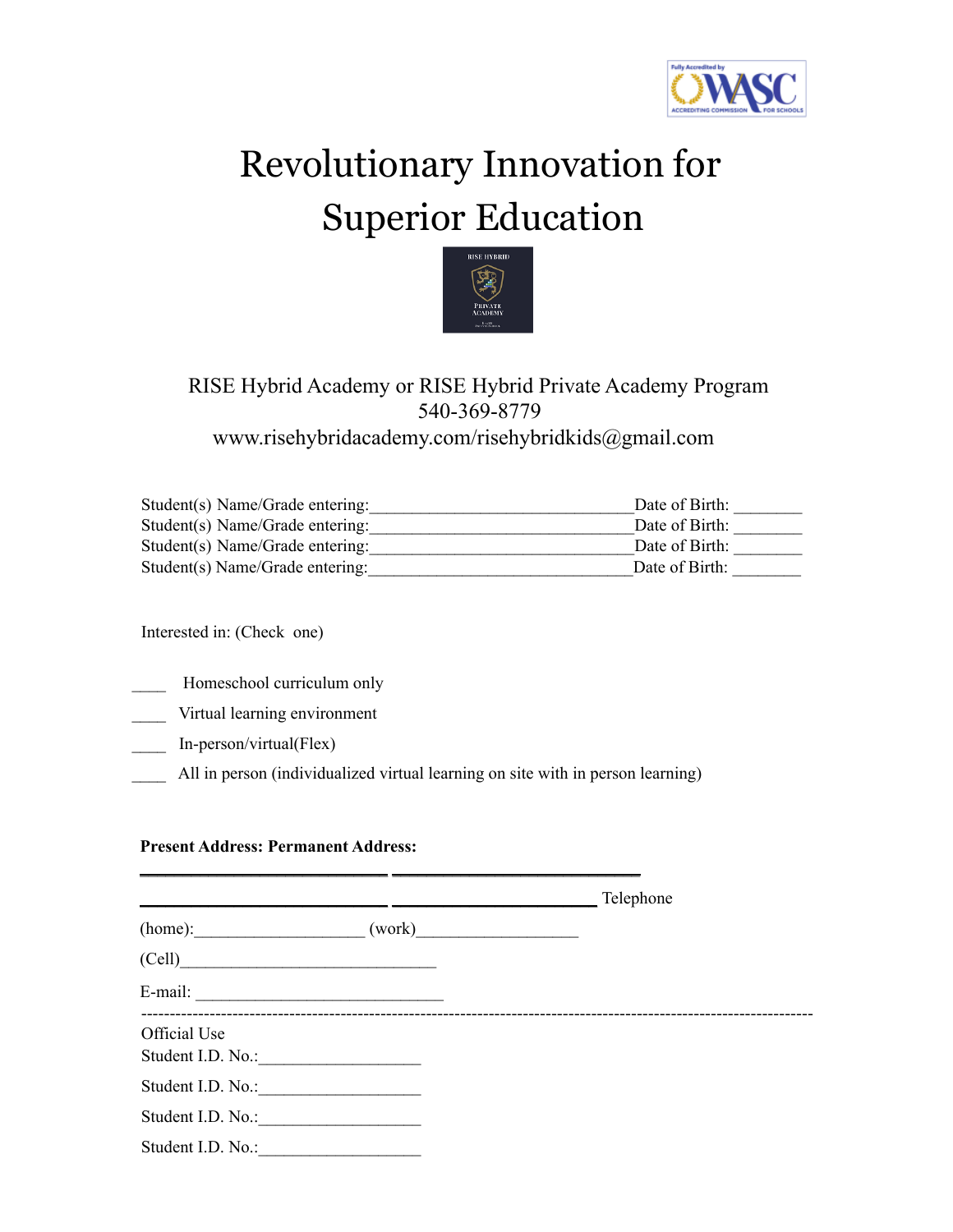# Revolutionary Innovation for Superior Education

RISE Hybrid Academy or RISE Hybrid Private Academy Program
540-369-8779
www.risehybridacademy.com/risehybridkids@gmail.com

Student(s) Name/Grade entering:______________________________Date of Birth: ________
Student(s) Name/Grade entering:______________________________Date of Birth: ________
Student(s) Name/Grade entering:______________________________Date of Birth: ________
Student(s) Name/Grade entering:______________________________Date of Birth: ________

Interested in: (Check one)

____ Homeschool curriculum only
____ Virtual learning environment
____ In-person/virtual(Flex)
____ All in person (individualized virtual learning on site with in person learning)

**Present Address: Permanent Address:**

____________________________ ____________________________
____________________________ _______________________ Telephone

(home):___________________ (work)__________________

(Cell)_____________________________

E-mail: ____________________________

---

Official Use

Student I.D. No.:__________________

Student I.D. No.:__________________

Student I.D. No.:__________________

Student I.D. No.:__________________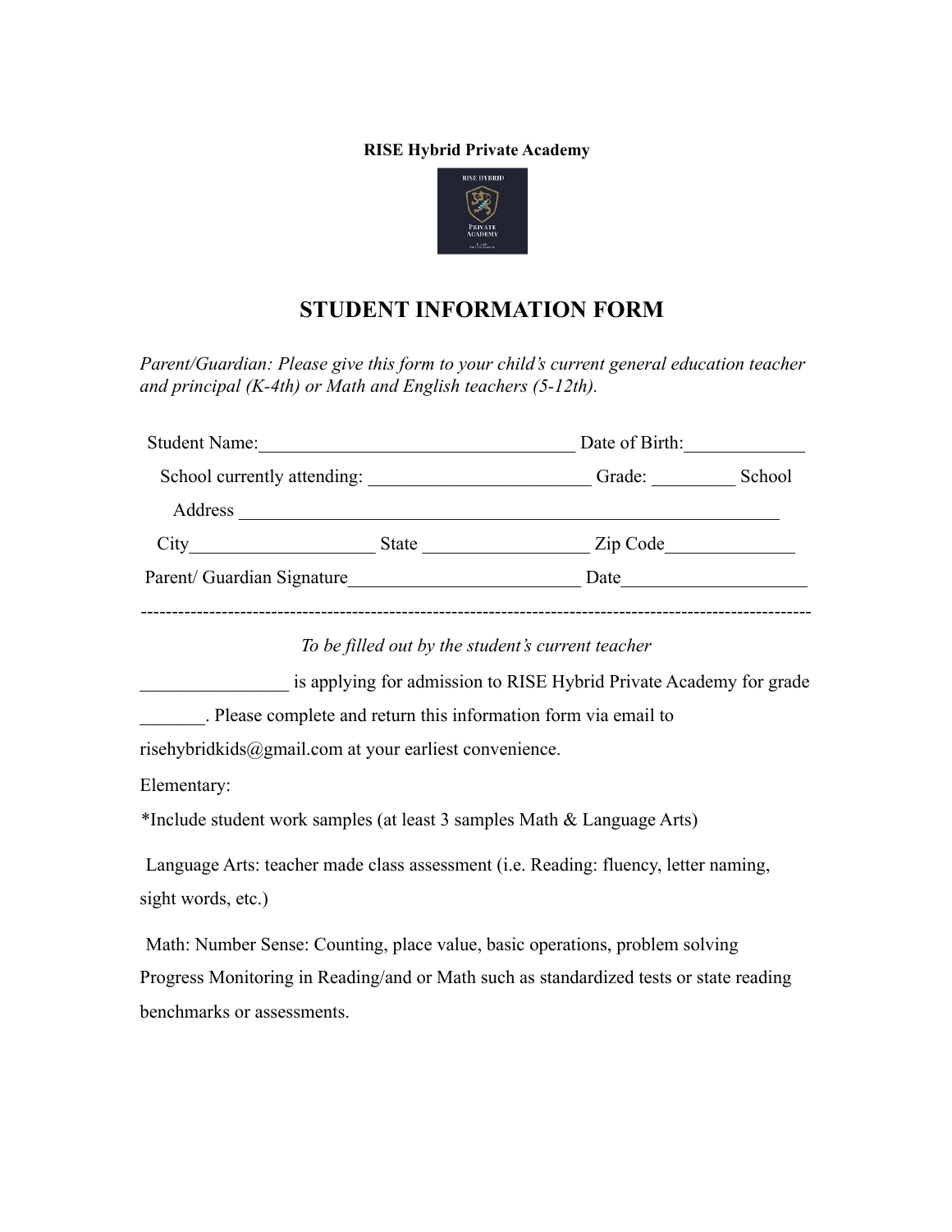**RISE Hybrid Private Academy**

# STUDENT INFORMATION FORM

*Parent/Guardian: Please give this form to your child's current general education teacher and principal (K-4th) or Math and English teachers (5-12th).*

Student Name:___________________________________ Date of Birth:_____________

School currently attending: ________________________ Grade: _________ School Address ____________________________________________________________

City____________________ State __________________ Zip Code______________

Parent/ Guardian Signature_________________________ Date____________________

---

*To be filled out by the student's current teacher*

________________ is applying for admission to RISE Hybrid Private Academy for grade _______. Please complete and return this information form via email to risehybridkids@gmail.com at your earliest convenience.

Elementary:

*Include student work samples (at least 3 samples Math & Language Arts)

Language Arts: teacher made class assessment (i.e. Reading: fluency, letter naming, sight words, etc.)

Math: Number Sense: Counting, place value, basic operations, problem solving

Progress Monitoring in Reading/and or Math such as standardized tests or state reading benchmarks or assessments.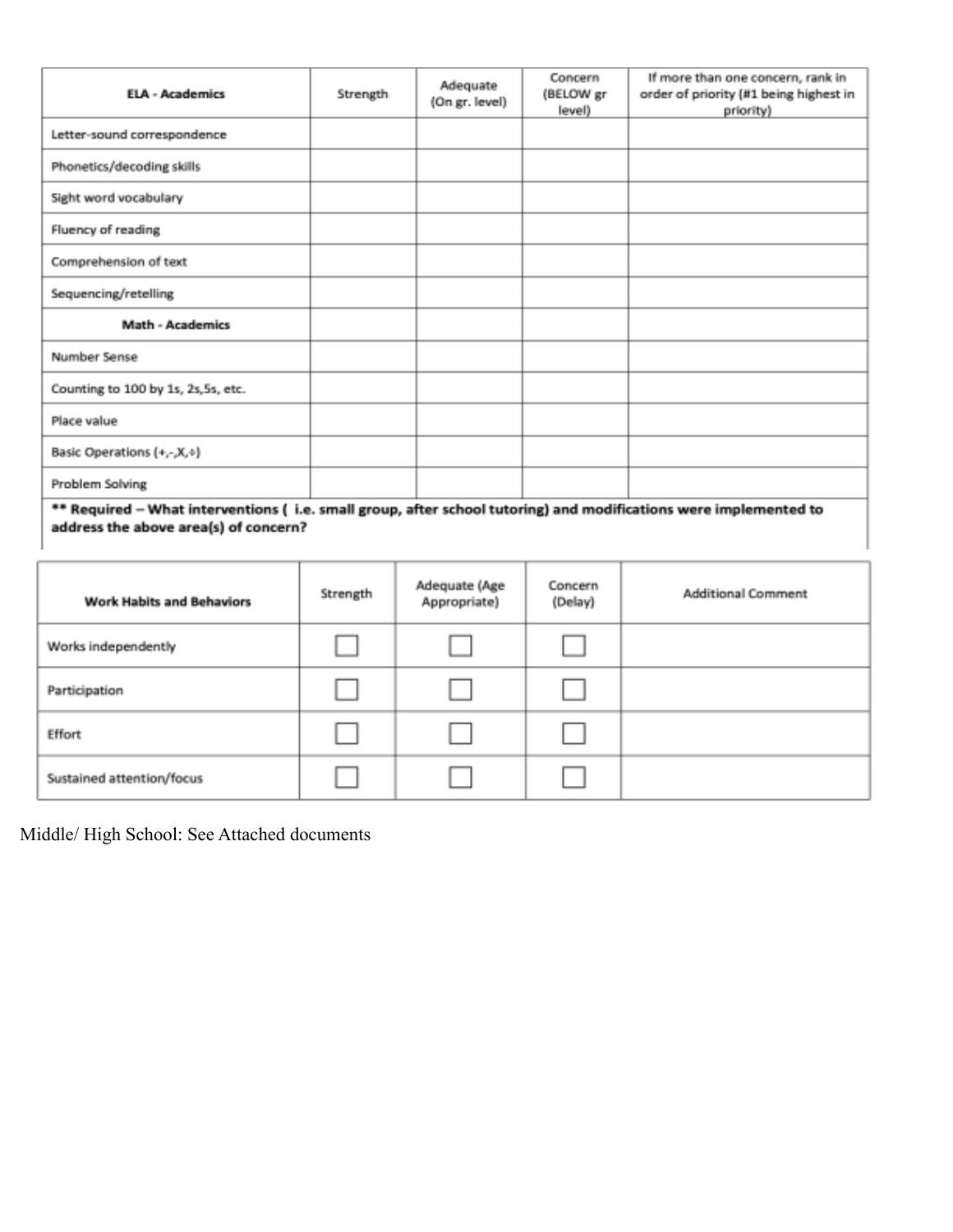| **ELA - Academics** | Strength | Adequate (On gr. level) | Concern (BELOW gr level) | If more than one concern, rank in order of priority (#1 being highest in priority) |
|---|---|---|---|---|
| Letter-sound correspondence | | | | |
| Phonetics/decoding skills | | | | |
| Sight word vocabulary | | | | |
| Fluency of reading | | | | |
| Comprehension of text | | | | |
| Sequencing/retelling | | | | |
| **Math - Academics** | | | | |
| Number Sense | | | | |
| Counting to 100 by 1s, 2s,5s, etc. | | | | |
| Place value | | | | |
| Basic Operations (+,-,X,÷) | | | | |
| Problem Solving | | | | |

**** Required – What interventions ( i.e. small group, after school tutoring) and modifications were implemented to address the above area(s) of concern?**

| **Work Habits and Behaviors** | Strength | Adequate (Age Appropriate) | Concern (Delay) | Additional Comment |
|---|---|---|---|---|
| Works independently | ☐ | ☐ | ☐ | |
| Participation | ☐ | ☐ | ☐ | |
| Effort | ☐ | ☐ | ☐ | |
| Sustained attention/focus | ☐ | ☐ | ☐ | |

Middle/ High School: See Attached documents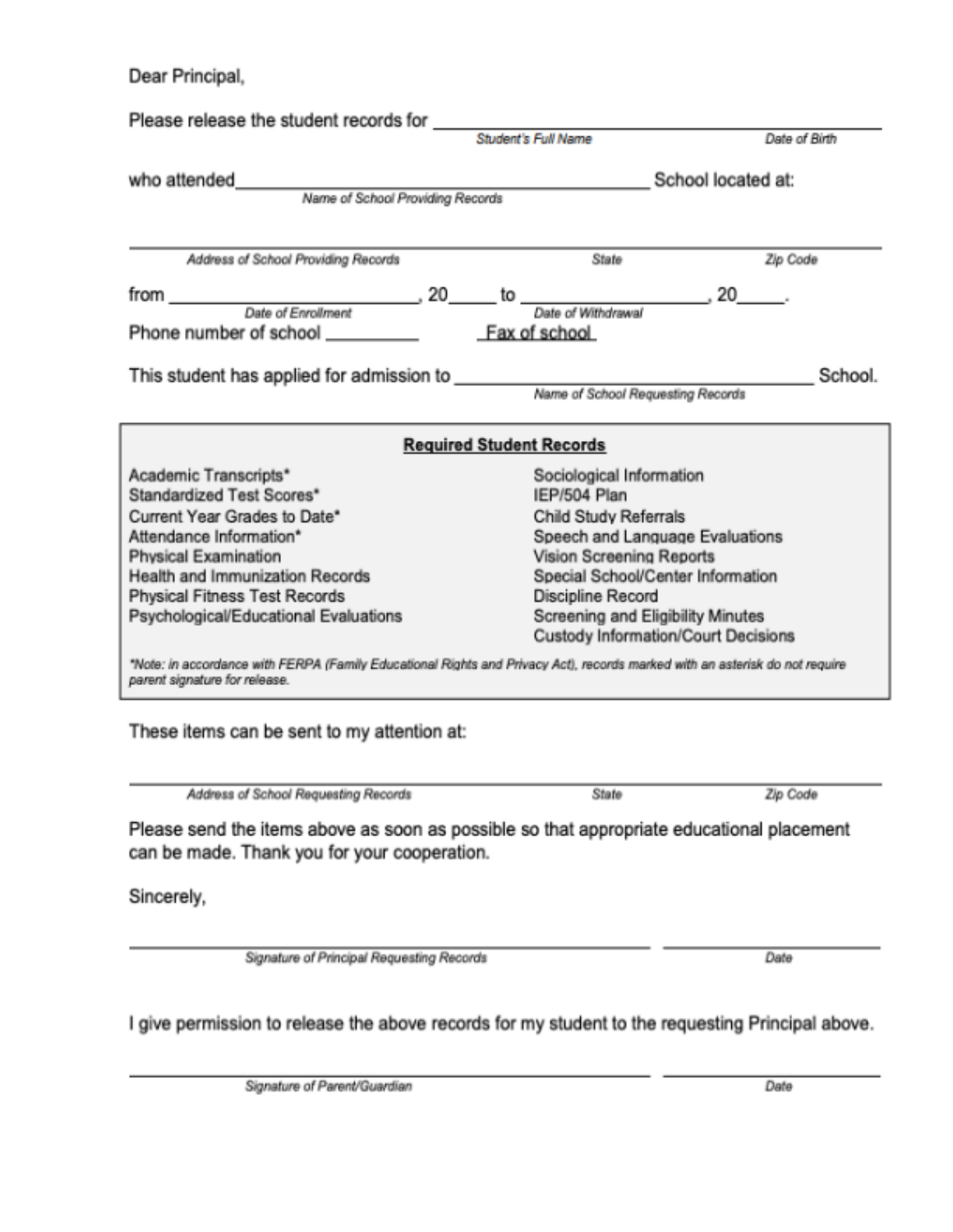Dear Principal,

Please release the student records for ______________________________________________

*Student's Full Name* *Date of Birth*

who attended_______________________________________ School located at:

*Name of School Providing Records*

_______________________________________________________________________

*Address of School Providing Records* *State* *Zip Code*

from _______________________, 20_____ to __________________, 20_____.

*Date of Enrollment* *Date of Withdrawal*

Phone number of school _________ Fax of school

This student has applied for admission to ________________________________ School.

*Name of School Requesting Records*

**Required Student Records**

| | |
|---|---|
| Academic Transcripts* | Sociological Information |
| Standardized Test Scores* | IEP/504 Plan |
| Current Year Grades to Date* | Child Study Referrals |
| Attendance Information* | Speech and Language Evaluations |
| Physical Examination | Vision Screening Reports |
| Health and Immunization Records | Special School/Center Information |
| Physical Fitness Test Records | Discipline Record |
| Psychological/Educational Evaluations | Screening and Eligibility Minutes |
| | Custody Information/Court Decisions |

*\*Note: in accordance with FERPA (Family Educational Rights and Privacy Act), records marked with an asterisk do not require parent signature for release.*

These items can be sent to my attention at:

_______________________________________________________________________

*Address of School Requesting Records* *State* *Zip Code*

Please send the items above as soon as possible so that appropriate educational placement can be made. Thank you for your cooperation.

Sincerely,

_______________________________________ _______________

*Signature of Principal Requesting Records* *Date*

I give permission to release the above records for my student to the requesting Principal above.

_______________________________________ _______________

*Signature of Parent/Guardian* *Date*